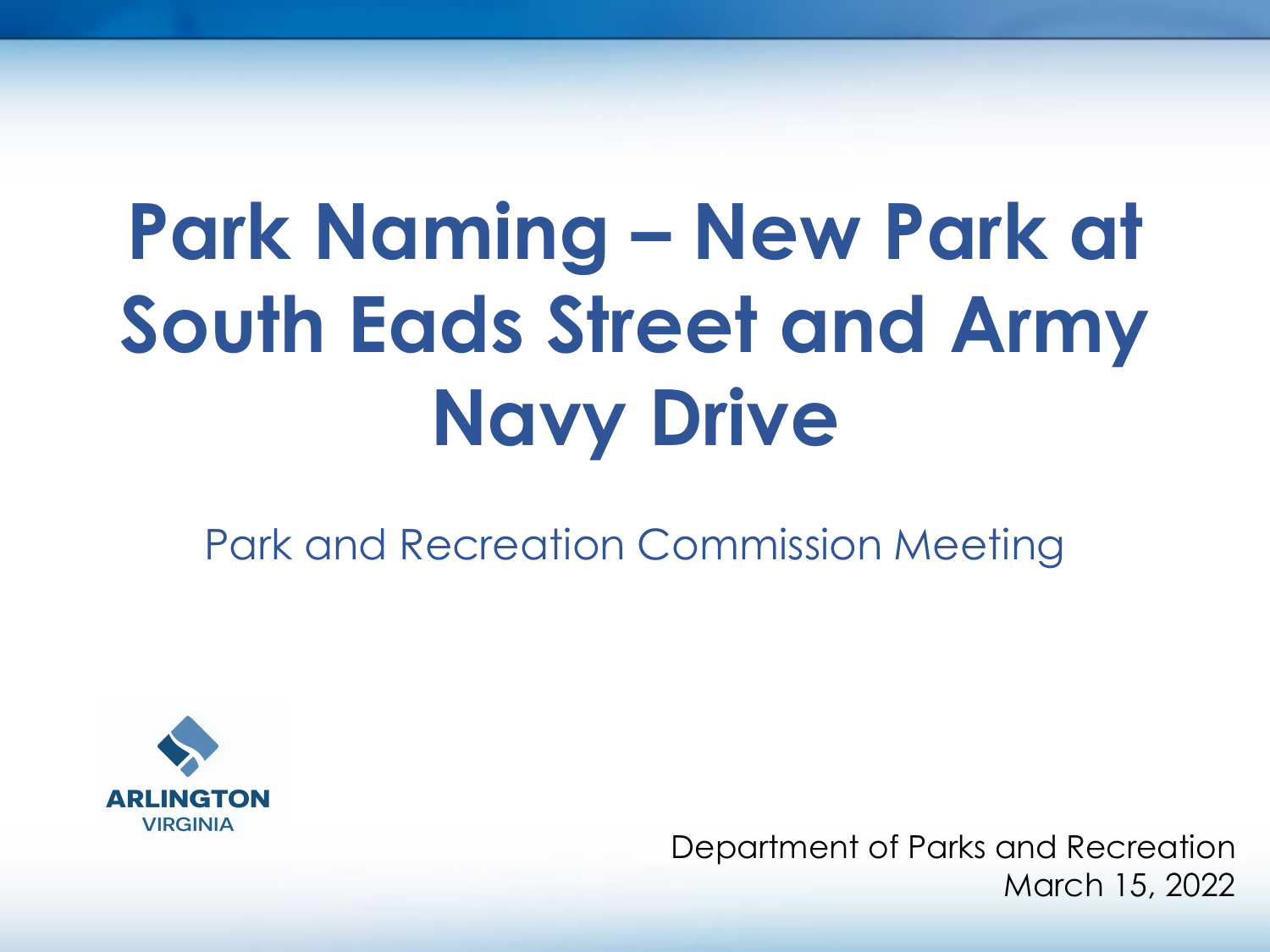# Park Naming – New Park at South Eads Street and Army Navy Drive

Park and Recreation Commission Meeting

ARLINGTON
VIRGINIA

Department of Parks and Recreation
March 15, 2022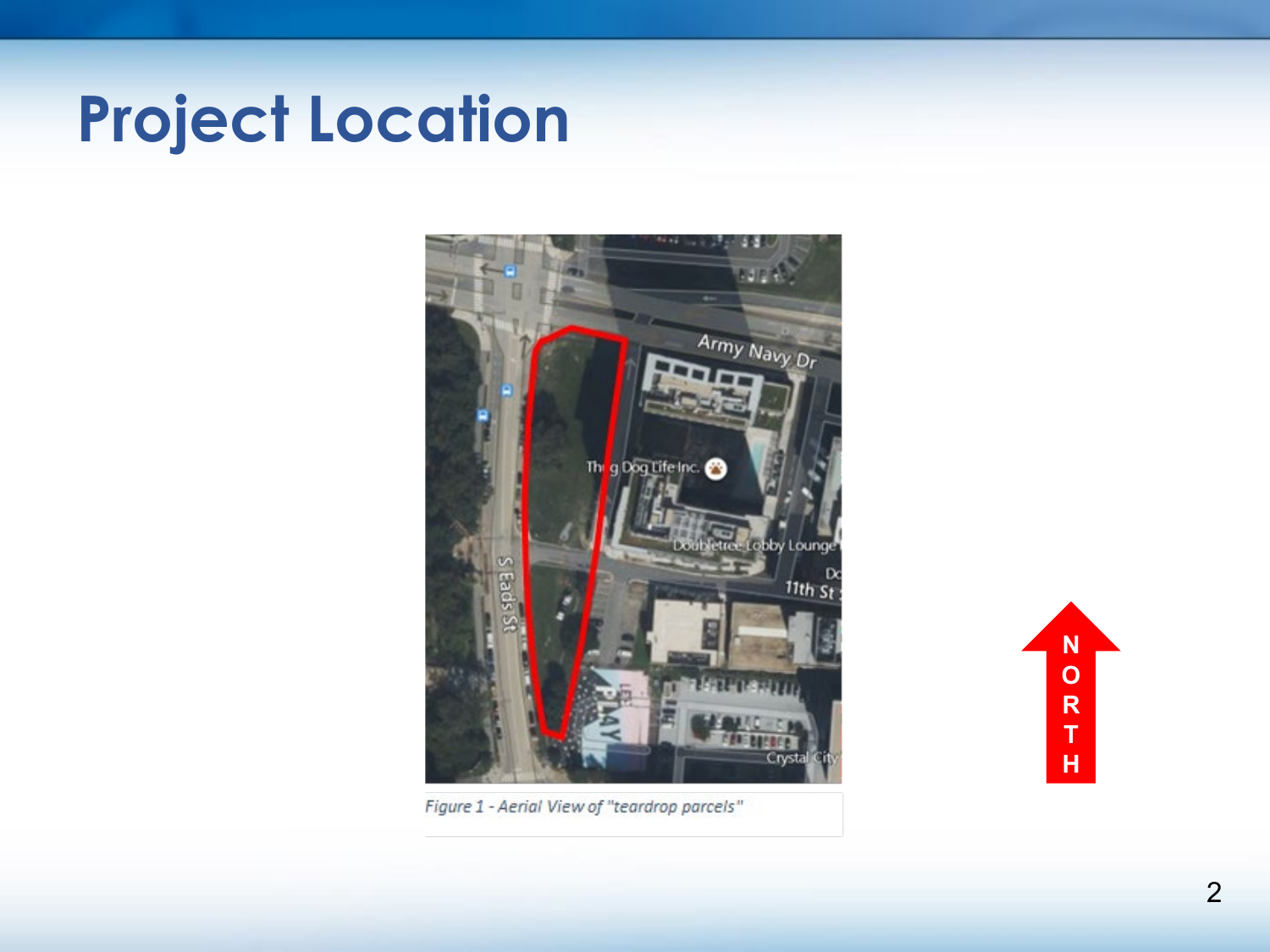# Project Location

Figure 1 - Aerial View of "teardrop parcels"

NORTH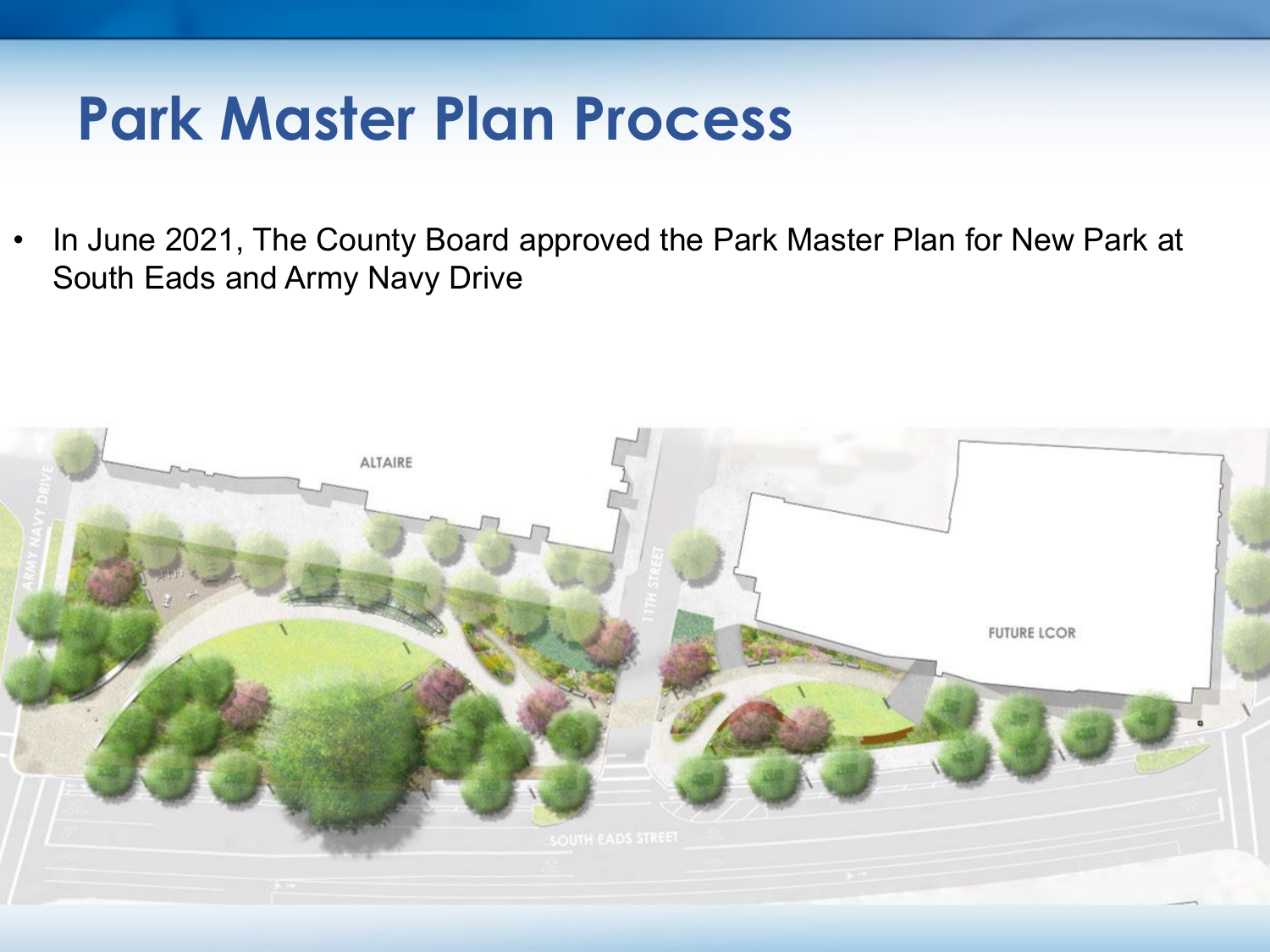# Park Master Plan Process

- In June 2021, The County Board approved the Park Master Plan for New Park at South Eads and Army Navy Drive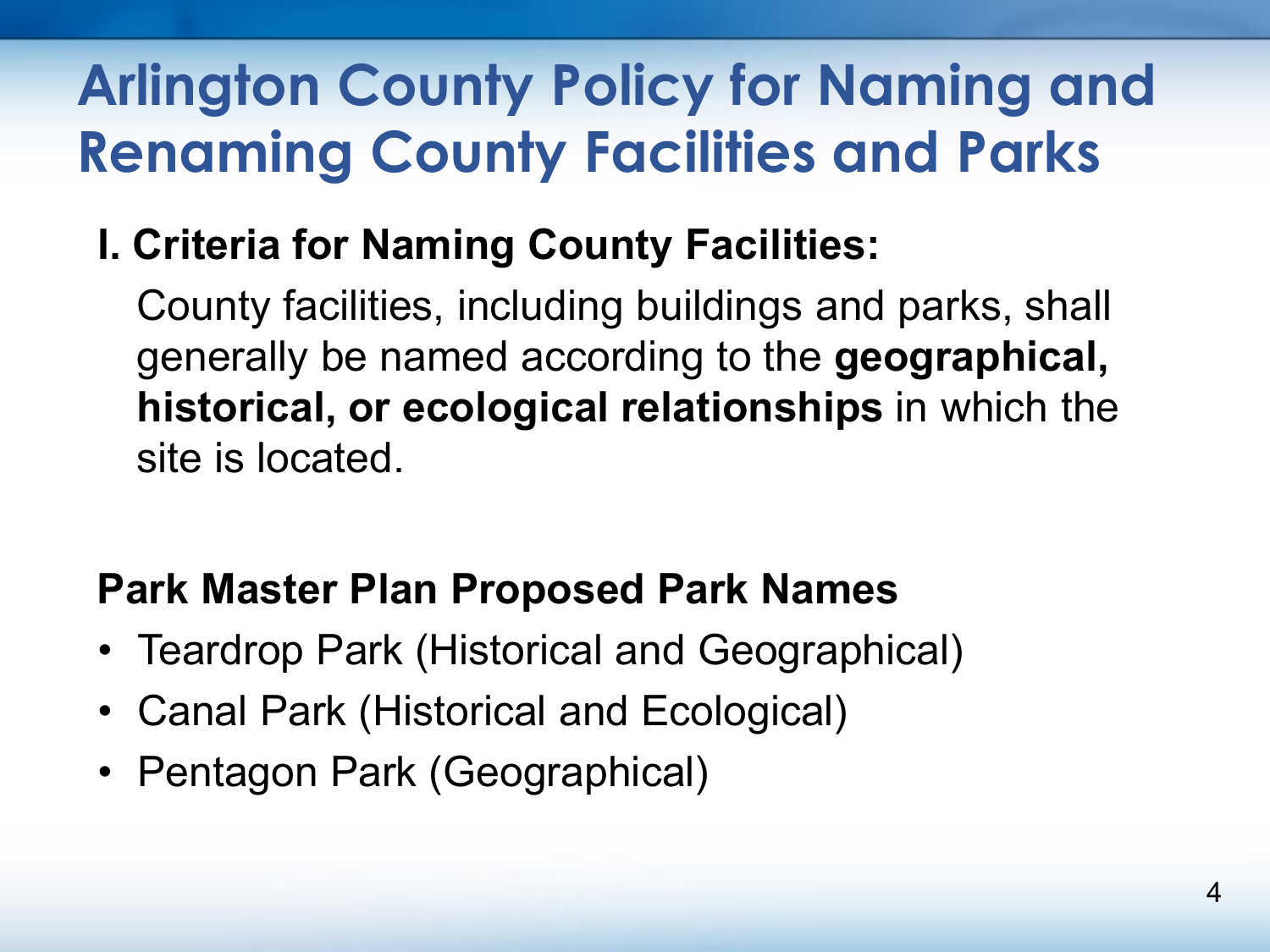# Arlington County Policy for Naming and Renaming County Facilities and Parks

### I. Criteria for Naming County Facilities:

County facilities, including buildings and parks, shall generally be named according to the **geographical, historical, or ecological relationships** in which the site is located.

### Park Master Plan Proposed Park Names

- Teardrop Park (Historical and Geographical)
- Canal Park (Historical and Ecological)
- Pentagon Park (Geographical)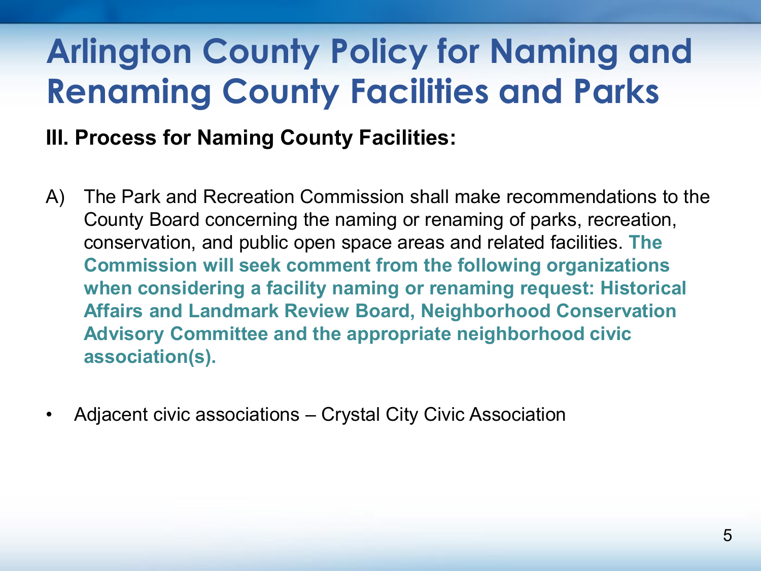# Arlington County Policy for Naming and Renaming County Facilities and Parks

**III. Process for Naming County Facilities:**

A) The Park and Recreation Commission shall make recommendations to the County Board concerning the naming or renaming of parks, recreation, conservation, and public open space areas and related facilities. **The Commission will seek comment from the following organizations when considering a facility naming or renaming request: Historical Affairs and Landmark Review Board, Neighborhood Conservation Advisory Committee and the appropriate neighborhood civic association(s).**

- Adjacent civic associations – Crystal City Civic Association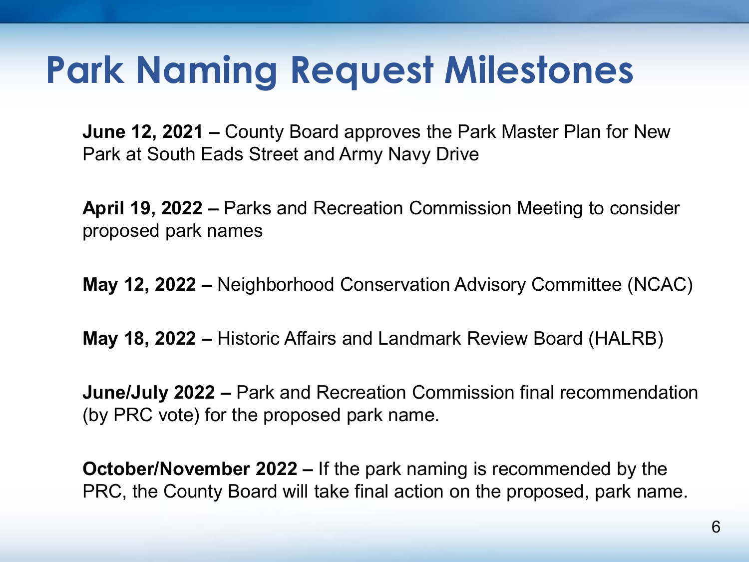# Park Naming Request Milestones

**June 12, 2021 –** County Board approves the Park Master Plan for New Park at South Eads Street and Army Navy Drive

**April 19, 2022 –** Parks and Recreation Commission Meeting to consider proposed park names

**May 12, 2022 –** Neighborhood Conservation Advisory Committee (NCAC)

**May 18, 2022 –** Historic Affairs and Landmark Review Board (HALRB)

**June/July 2022 –** Park and Recreation Commission final recommendation (by PRC vote) for the proposed park name.

**October/November 2022 –** If the park naming is recommended by the PRC, the County Board will take final action on the proposed, park name.